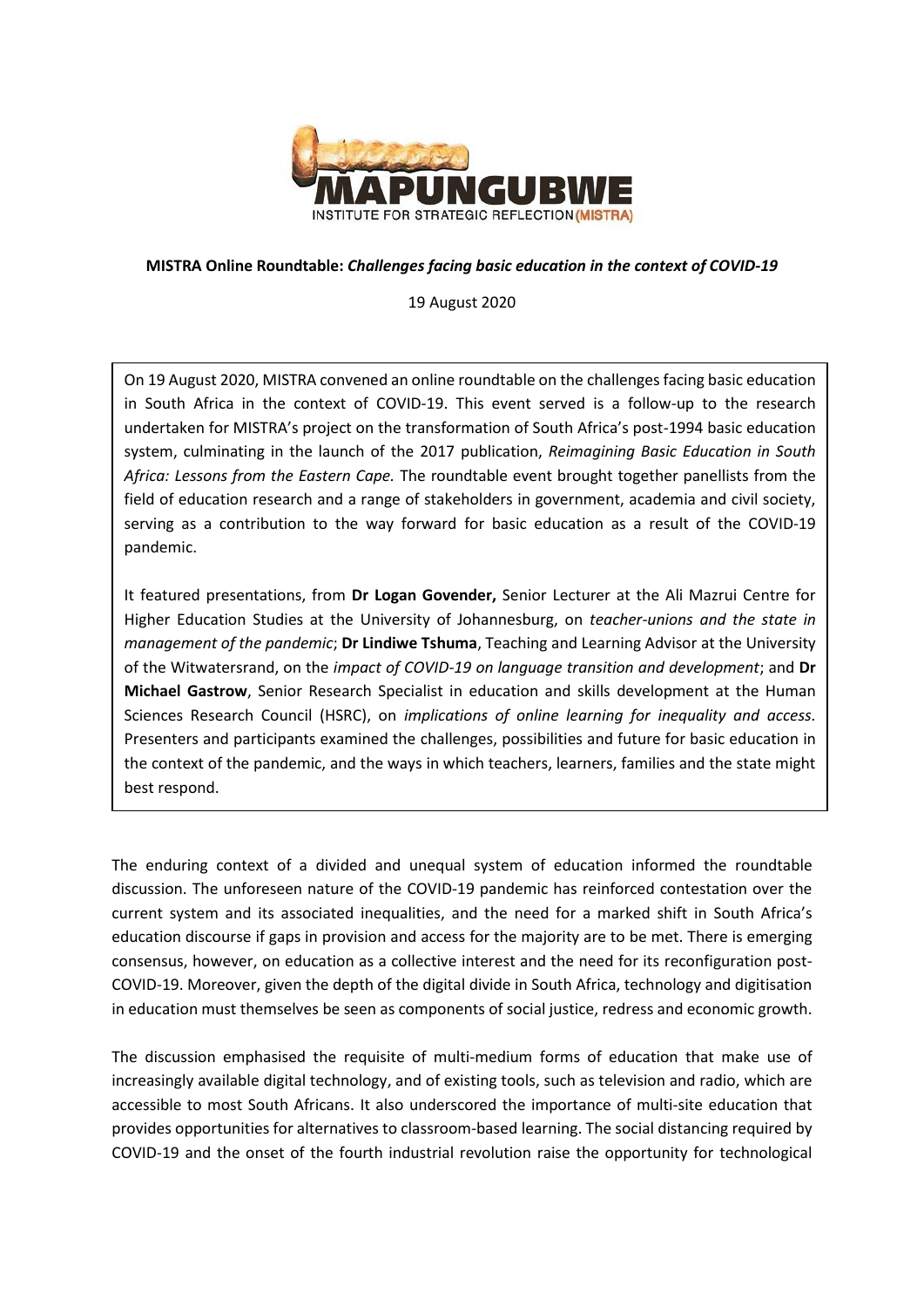MAPUNGUBWE
INSTITUTE FOR STRATEGIC REFLECTION (MISTRA)

**MISTRA Online Roundtable:** ***Challenges facing basic education in the context of COVID-19***

19 August 2020

On 19 August 2020, MISTRA convened an online roundtable on the challenges facing basic education in South Africa in the context of COVID-19. This event served is a follow-up to the research undertaken for MISTRA's project on the transformation of South Africa's post-1994 basic education system, culminating in the launch of the 2017 publication, *Reimagining Basic Education in South Africa: Lessons from the Eastern Cape.* The roundtable event brought together panellists from the field of education research and a range of stakeholders in government, academia and civil society, serving as a contribution to the way forward for basic education as a result of the COVID-19 pandemic.

It featured presentations, from **Dr Logan Govender,** Senior Lecturer at the Ali Mazrui Centre for Higher Education Studies at the University of Johannesburg, on *teacher-unions and the state in management of the pandemic*; **Dr Lindiwe Tshuma**, Teaching and Learning Advisor at the University of the Witwatersrand, on the *impact of COVID-19 on language transition and development*; and **Dr Michael Gastrow**, Senior Research Specialist in education and skills development at the Human Sciences Research Council (HSRC), on *implications of online learning for inequality and access*. Presenters and participants examined the challenges, possibilities and future for basic education in the context of the pandemic, and the ways in which teachers, learners, families and the state might best respond.

The enduring context of a divided and unequal system of education informed the roundtable discussion. The unforeseen nature of the COVID-19 pandemic has reinforced contestation over the current system and its associated inequalities, and the need for a marked shift in South Africa's education discourse if gaps in provision and access for the majority are to be met. There is emerging consensus, however, on education as a collective interest and the need for its reconfiguration post-COVID-19. Moreover, given the depth of the digital divide in South Africa, technology and digitisation in education must themselves be seen as components of social justice, redress and economic growth.

The discussion emphasised the requisite of multi-medium forms of education that make use of increasingly available digital technology, and of existing tools, such as television and radio, which are accessible to most South Africans. It also underscored the importance of multi-site education that provides opportunities for alternatives to classroom-based learning. The social distancing required by COVID-19 and the onset of the fourth industrial revolution raise the opportunity for technological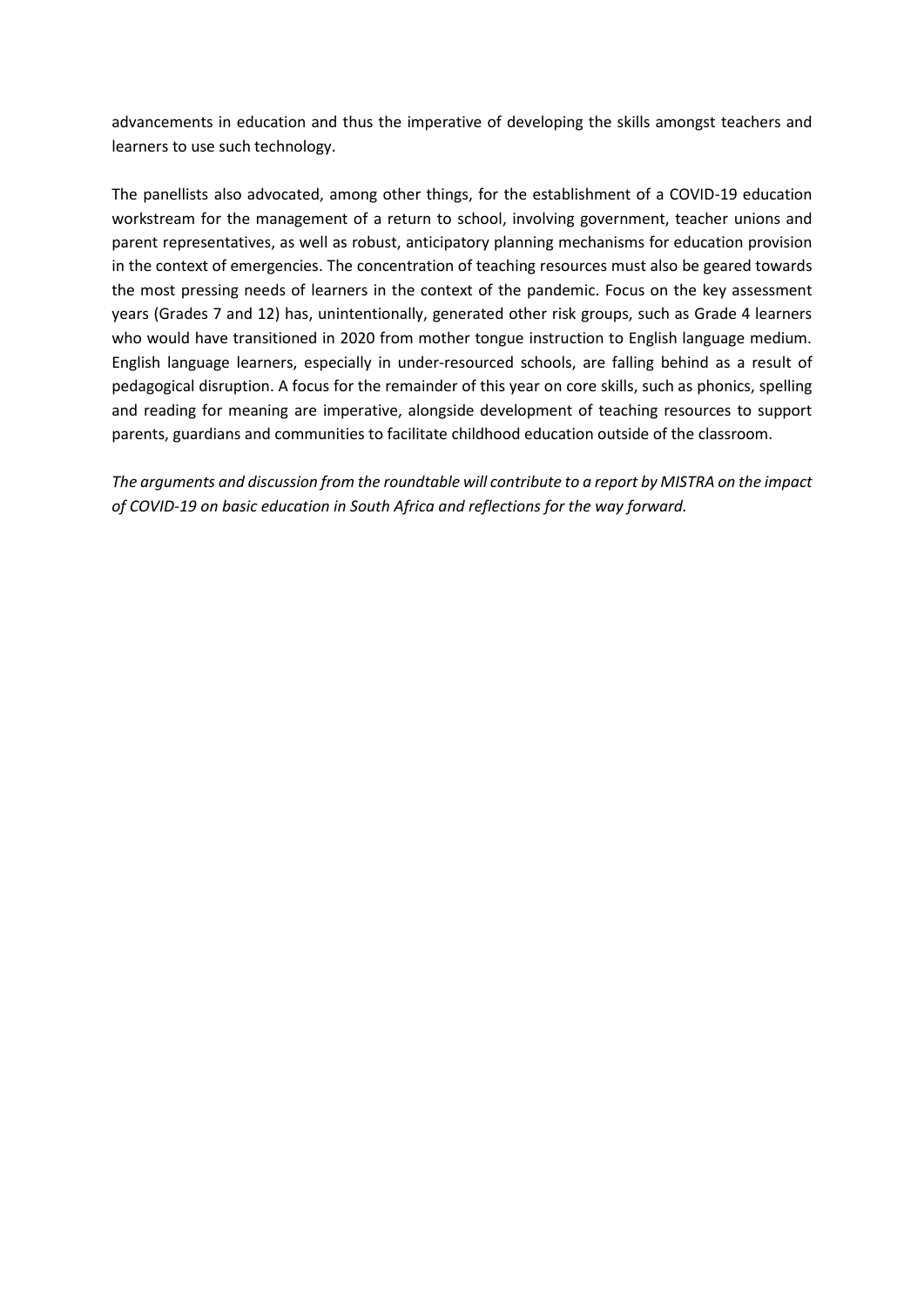advancements in education and thus the imperative of developing the skills amongst teachers and learners to use such technology.

The panellists also advocated, among other things, for the establishment of a COVID-19 education workstream for the management of a return to school, involving government, teacher unions and parent representatives, as well as robust, anticipatory planning mechanisms for education provision in the context of emergencies. The concentration of teaching resources must also be geared towards the most pressing needs of learners in the context of the pandemic. Focus on the key assessment years (Grades 7 and 12) has, unintentionally, generated other risk groups, such as Grade 4 learners who would have transitioned in 2020 from mother tongue instruction to English language medium. English language learners, especially in under-resourced schools, are falling behind as a result of pedagogical disruption. A focus for the remainder of this year on core skills, such as phonics, spelling and reading for meaning are imperative, alongside development of teaching resources to support parents, guardians and communities to facilitate childhood education outside of the classroom.

*The arguments and discussion from the roundtable will contribute to a report by MISTRA on the impact of COVID-19 on basic education in South Africa and reflections for the way forward.*